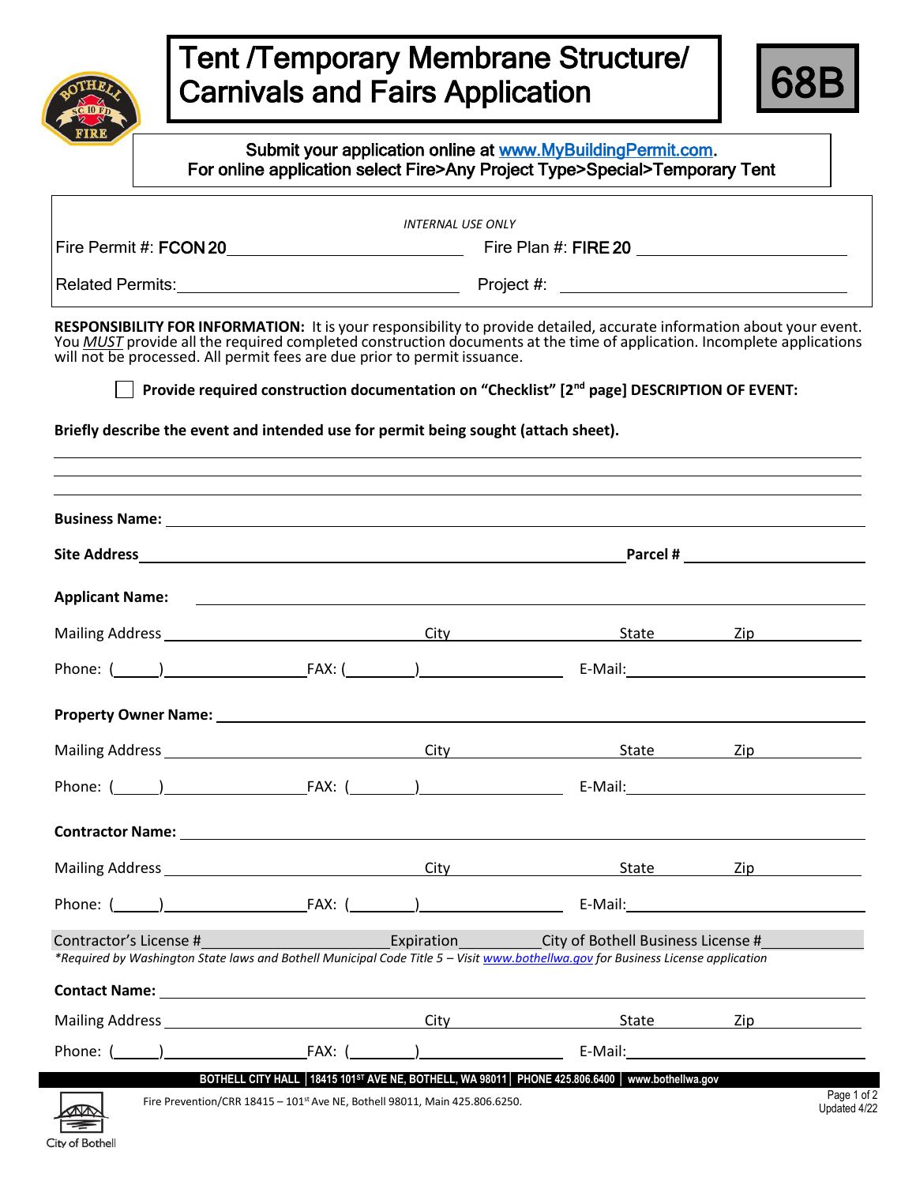# Tent /Temporary Membrane Structure/ Carnivals and Fairs Application

**68B**

Submit your application online at www.MyBuildingPermit.com.
For online application select Fire>Any Project Type>Special>Temporary Tent

*INTERNAL USE ONLY*

Fire Permit #: **FCON 20**\_\_\_\_\_\_\_\_\_\_\_\_\_\_\_\_\_\_\_\_ Fire Plan #: **FIRE 20** \_\_\_\_\_\_\_\_\_\_\_\_\_\_\_\_\_\_\_\_

Related Permits:\_\_\_\_\_\_\_\_\_\_\_\_\_\_\_\_\_\_\_\_ Project #: \_\_\_\_\_\_\_\_\_\_\_\_\_\_\_\_\_\_\_\_

**RESPONSIBILITY FOR INFORMATION:** It is your responsibility to provide detailed, accurate information about your event. You *MUST* provide all the required completed construction documents at the time of application. Incomplete applications will not be processed. All permit fees are due prior to permit issuance.

☐ **Provide required construction documentation on "Checklist" [2nd page] DESCRIPTION OF EVENT:**

**Briefly describe the event and intended use for permit being sought (attach sheet).**

\_\_\_\_\_\_\_\_\_\_\_\_\_\_\_\_\_\_\_\_\_\_\_\_\_\_\_\_\_\_\_\_\_\_\_\_\_\_\_\_

\_\_\_\_\_\_\_\_\_\_\_\_\_\_\_\_\_\_\_\_\_\_\_\_\_\_\_\_\_\_\_\_\_\_\_\_\_\_\_\_

\_\_\_\_\_\_\_\_\_\_\_\_\_\_\_\_\_\_\_\_\_\_\_\_\_\_\_\_\_\_\_\_\_\_\_\_\_\_\_\_

**Business Name:** \_\_\_\_\_\_\_\_\_\_\_\_\_\_\_\_\_\_\_\_

**Site Address**\_\_\_\_\_\_\_\_\_\_\_\_\_\_\_\_\_\_\_\_ **Parcel #** \_\_\_\_\_\_\_\_\_\_

**Applicant Name:** \_\_\_\_\_\_\_\_\_\_\_\_\_\_\_\_\_\_\_\_

Mailing Address \_\_\_\_\_\_\_\_\_\_ City \_\_\_\_\_\_\_\_\_\_ State \_\_\_\_\_ Zip \_\_\_\_\_

Phone: (\_\_\_\_\_)\_\_\_\_\_\_\_\_\_\_ FAX: (\_\_\_\_\_)\_\_\_\_\_\_\_\_\_\_ E-Mail:\_\_\_\_\_\_\_\_\_\_

**Property Owner Name:** \_\_\_\_\_\_\_\_\_\_\_\_\_\_\_\_\_\_\_\_

Mailing Address \_\_\_\_\_\_\_\_\_\_ City \_\_\_\_\_\_\_\_\_\_ State \_\_\_\_\_ Zip \_\_\_\_\_

Phone: (\_\_\_\_\_)\_\_\_\_\_\_\_\_\_\_ FAX: (\_\_\_\_\_)\_\_\_\_\_\_\_\_\_\_ E-Mail:\_\_\_\_\_\_\_\_\_\_

**Contractor Name:** \_\_\_\_\_\_\_\_\_\_\_\_\_\_\_\_\_\_\_\_

Mailing Address \_\_\_\_\_\_\_\_\_\_ City \_\_\_\_\_\_\_\_\_\_ State \_\_\_\_\_ Zip \_\_\_\_\_

Phone: (\_\_\_\_\_)\_\_\_\_\_\_\_\_\_\_ FAX: (\_\_\_\_\_)\_\_\_\_\_\_\_\_\_\_ E-Mail:\_\_\_\_\_\_\_\_\_\_

Contractor's License #\_\_\_\_\_\_\_\_\_\_ Expiration\_\_\_\_\_\_\_\_\_\_ City of Bothell Business License #\_\_\_\_\_\_\_\_\_\_

*\*Required by Washington State laws and Bothell Municipal Code Title 5 – Visit www.bothellwa.gov for Business License application*

**Contact Name:** \_\_\_\_\_\_\_\_\_\_\_\_\_\_\_\_\_\_\_\_

Mailing Address \_\_\_\_\_\_\_\_\_\_ City \_\_\_\_\_\_\_\_\_\_ State \_\_\_\_\_ Zip \_\_\_\_\_

Phone: (\_\_\_\_\_)\_\_\_\_\_\_\_\_\_\_ FAX: (\_\_\_\_\_)\_\_\_\_\_\_\_\_\_\_ E-Mail:\_\_\_\_\_\_\_\_\_\_

**BOTHELL CITY HALL | 18415 101ST AVE NE, BOTHELL, WA 98011 | PHONE 425.806.6400 | www.bothellwa.gov**

Fire Prevention/CRR 18415 – 101st Ave NE, Bothell 98011, Main 425.806.6250.

Updated 4/22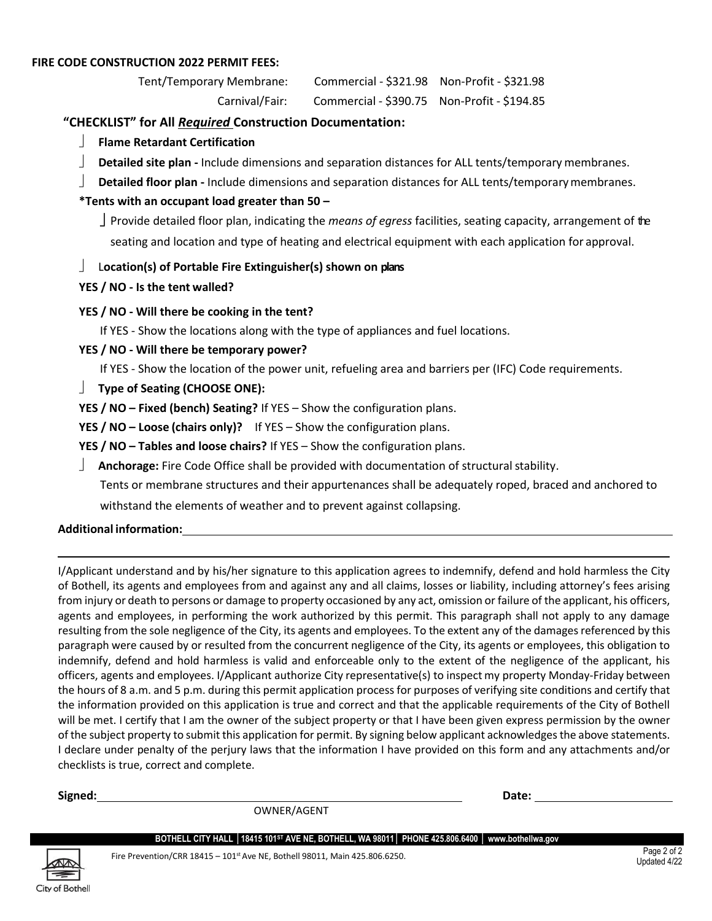**FIRE CODE CONSTRUCTION 2022 PERMIT FEES:**

| | | |
|---|---|---|
| Tent/Temporary Membrane: | Commercial - $321.98 | Non-Profit - $321.98 |
| Carnival/Fair: | Commercial - $390.75 | Non-Profit - $194.85 |

### "CHECKLIST" for All ***Required*** Construction Documentation:

- ⌋ **Flame Retardant Certification**
- ⌋ **Detailed site plan -** Include dimensions and separation distances for ALL tents/temporary membranes.
- ⌋ **Detailed floor plan -** Include dimensions and separation distances for ALL tents/temporary membranes.

**\*Tents with an occupant load greater than 50 –**

- ⌋ Provide detailed floor plan, indicating the *means of egress* facilities, seating capacity, arrangement of the seating and location and type of heating and electrical equipment with each application for approval.

- ⌋ **Location(s) of Portable Fire Extinguisher(s) shown on plans**

**YES / NO - Is the tent walled?**

**YES / NO - Will there be cooking in the tent?**

If YES - Show the locations along with the type of appliances and fuel locations.

**YES / NO - Will there be temporary power?**

If YES - Show the location of the power unit, refueling area and barriers per (IFC) Code requirements.

- ⌋ **Type of Seating (CHOOSE ONE):**

**YES / NO – Fixed (bench) Seating?** If YES – Show the configuration plans.

**YES / NO – Loose (chairs only)?** If YES – Show the configuration plans.

**YES / NO – Tables and loose chairs?** If YES – Show the configuration plans.

- ⌋ **Anchorage:** Fire Code Office shall be provided with documentation of structural stability.

Tents or membrane structures and their appurtenances shall be adequately roped, braced and anchored to withstand the elements of weather and to prevent against collapsing.

**Additional information:** ____________________________________________

I/Applicant understand and by his/her signature to this application agrees to indemnify, defend and hold harmless the City of Bothell, its agents and employees from and against any and all claims, losses or liability, including attorney's fees arising from injury or death to persons or damage to property occasioned by any act, omission or failure of the applicant, his officers, agents and employees, in performing the work authorized by this permit. This paragraph shall not apply to any damage resulting from the sole negligence of the City, its agents and employees. To the extent any of the damages referenced by this paragraph were caused by or resulted from the concurrent negligence of the City, its agents or employees, this obligation to indemnify, defend and hold harmless is valid and enforceable only to the extent of the negligence of the applicant, his officers, agents and employees. I/Applicant authorize City representative(s) to inspect my property Monday-Friday between the hours of 8 a.m. and 5 p.m. during this permit application process for purposes of verifying site conditions and certify that the information provided on this application is true and correct and that the applicable requirements of the City of Bothell will be met. I certify that I am the owner of the subject property or that I have been given express permission by the owner of the subject property to submit this application for permit. By signing below applicant acknowledges the above statements. I declare under penalty of the perjury laws that the information I have provided on this form and any attachments and/or checklists is true, correct and complete.

**Signed:** ______________________________ **Date:** ______________

OWNER/AGENT

**BOTHELL CITY HALL | 18415 101ST AVE NE, BOTHELL, WA 98011 | PHONE 425.806.6400 | www.bothellwa.gov**

Fire Prevention/CRR 18415 – 101st Ave NE, Bothell 98011, Main 425.806.6250.

City of Bothell

Updated 4/22